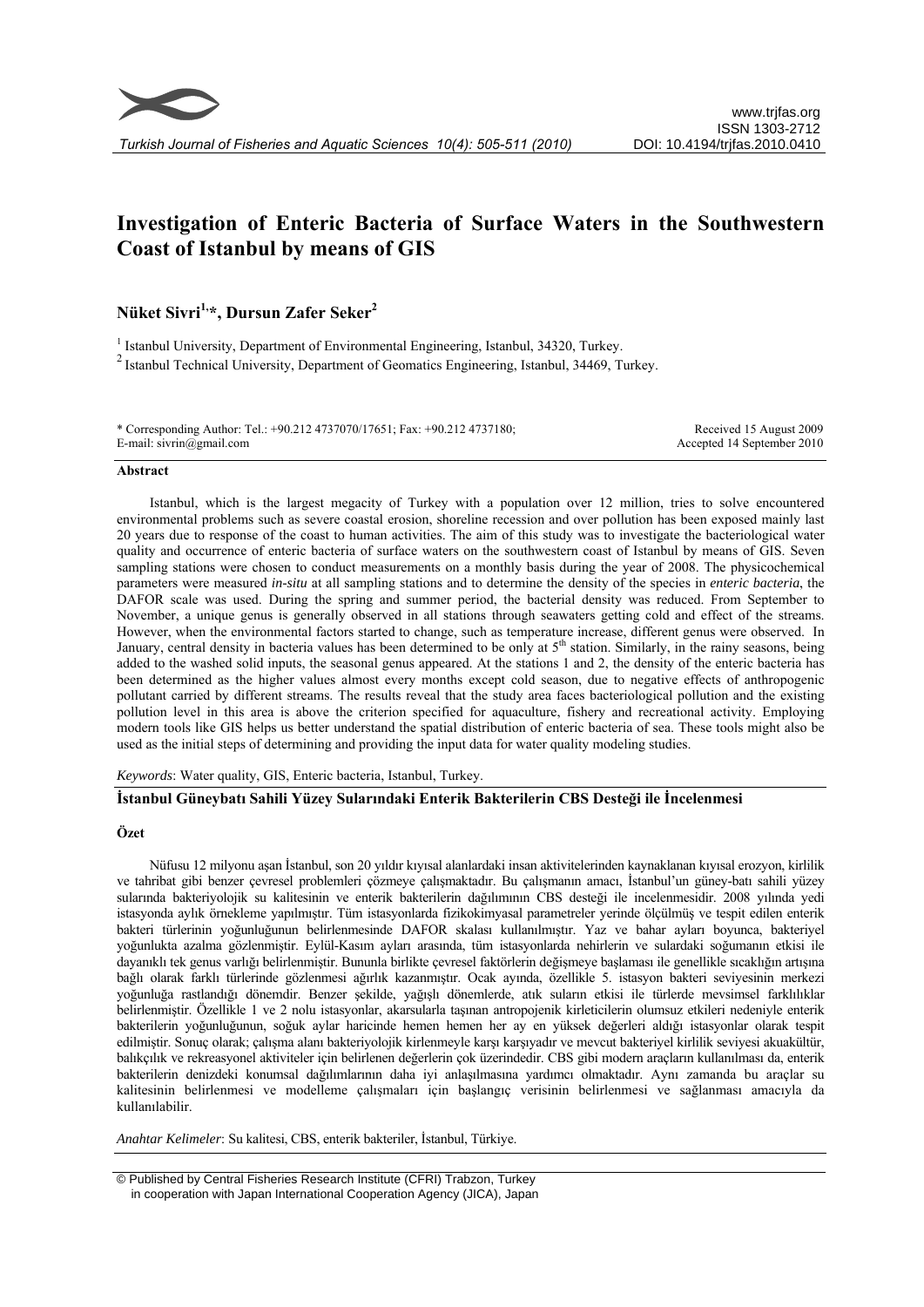# Investigation of Enteric Bacteria of Surface Waters in the Southwestern Coast of Istanbul by means of GIS

**Nüket Sivri[1,*], Dursun Zafer Seker[2]**

[1] Istanbul University, Department of Environmental Engineering, Istanbul, 34320, Turkey.

[2] Istanbul Technical University, Department of Geomatics Engineering, Istanbul, 34469, Turkey.

\* Corresponding Author: Tel.: +90.212 4737070/17651; Fax: +90.212 4737180;
E-mail: sivrin@gmail.com

Received 15 August 2009
Accepted 14 September 2010

## Abstract

Istanbul, which is the largest megacity of Turkey with a population over 12 million, tries to solve encountered environmental problems such as severe coastal erosion, shoreline recession and over pollution has been exposed mainly last 20 years due to response of the coast to human activities. The aim of this study was to investigate the bacteriological water quality and occurrence of enteric bacteria of surface waters on the southwestern coast of Istanbul by means of GIS. Seven sampling stations were chosen to conduct measurements on a monthly basis during the year of 2008. The physicochemical parameters were measured *in-situ* at all sampling stations and to determine the density of the species in *enteric bacteria*, the DAFOR scale was used. During the spring and summer period, the bacterial density was reduced. From September to November, a unique genus is generally observed in all stations through seawaters getting cold and effect of the streams. However, when the environmental factors started to change, such as temperature increase, different genus were observed. In January, central density in bacteria values has been determined to be only at 5th station. Similarly, in the rainy seasons, being added to the washed solid inputs, the seasonal genus appeared. At the stations 1 and 2, the density of the enteric bacteria has been determined as the higher values almost every months except cold season, due to negative effects of anthropogenic pollutant carried by different streams. The results reveal that the study area faces bacteriological pollution and the existing pollution level in this area is above the criterion specified for aquaculture, fishery and recreational activity. Employing modern tools like GIS helps us better understand the spatial distribution of enteric bacteria of sea. These tools might also be used as the initial steps of determining and providing the input data for water quality modeling studies.

*Keywords*: Water quality, GIS, Enteric bacteria, Istanbul, Turkey.

## İstanbul Güneybatı Sahili Yüzey Sularındaki Enterik Bakterilerin CBS Desteği ile İncelenmesi

### Özet

Nüfusu 12 milyonu aşan İstanbul, son 20 yıldır kıyısal alanlardaki insan aktivitelerinden kaynaklanan kıyısal erozyon, kirlilik ve tahribat gibi benzer çevresel problemleri çözmeye çalışmaktadır. Bu çalışmanın amacı, İstanbul'un güney-batı sahili yüzey sularında bakteriyolojik su kalitesinin ve enterik bakterilerin dağılımının CBS desteği ile incelenmesidir. 2008 yılında yedi istasyonda aylık örnekleme yapılmıştır. Tüm istasyonlarda fizikokimyasal parametreler yerinde ölçülmüş ve tespit edilen enterik bakteri türlerinin yoğunluğunun belirlenmesinde DAFOR skalası kullanılmıştır. Yaz ve bahar ayları boyunca, bakteriyel yoğunlukta azalma gözlenmiştir. Eylül-Kasım ayları arasında, tüm istasyonlarda nehirlerin ve sulardaki soğumanın etkisi ile dayanıklı tek genus varlığı belirlenmiştir. Bununla birlikte çevresel faktörlerin değişmeye başlaması ile genellikle sıcaklığın artışına bağlı olarak farklı türlerinde gözlenmesi ağırlık kazanmıştır. Ocak ayında, özellikle 5. istasyon bakteri seviyesinin merkezi yoğunluğa rastlandığı dönemdir. Benzer şekilde, yağışlı dönemlerde, atık suların etkisi ile türlerde mevsimsel farklılıklar belirlenmiştir. Özellikle 1 ve 2 nolu istasyonlar, akarsularla taşınan antropojenik kirleticilerin olumsuz etkileri nedeniyle enterik bakterilerin yoğunluğunun, soğuk aylar haricinde hemen hemen her ay en yüksek değerleri aldığı istasyonlar olarak tespit edilmiştir. Sonuç olarak; çalışma alanı bakteriyolojik kirlenmeyle karşı karşıyadır ve mevcut bakteriyel kirlilik seviyesi akuakültür, balıkçılık ve rekreasyonel aktiviteler için belirlenen değerlerin çok üzerindedir. CBS gibi modern araçların kullanılması da, enterik bakterilerin denizdeki konumsal dağılımlarının daha iyi anlaşılmasına yardımcı olmaktadır. Aynı zamanda bu araçlar su kalitesinin belirlenmesi ve modelleme çalışmaları için başlangıç verisinin belirlenmesi ve sağlanması amacıyla da kullanılabilir.

*Anahtar Kelimeler*: Su kalitesi, CBS, enterik bakteriler, İstanbul, Türkiye.

© Published by Central Fisheries Research Institute (CFRI) Trabzon, Turkey in cooperation with Japan International Cooperation Agency (JICA), Japan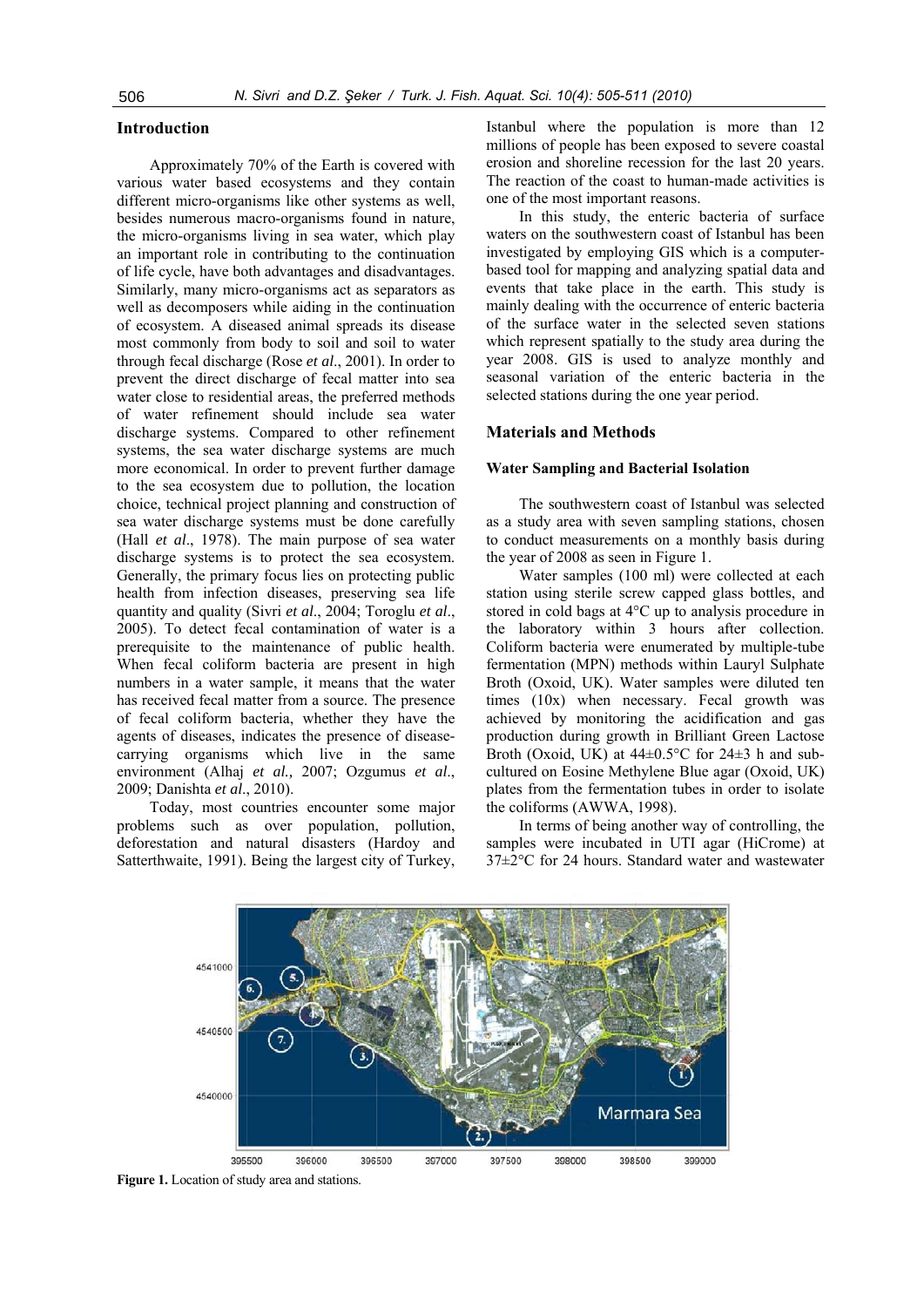## Introduction

Approximately 70% of the Earth is covered with various water based ecosystems and they contain different micro-organisms like other systems as well, besides numerous macro-organisms found in nature, the micro-organisms living in sea water, which play an important role in contributing to the continuation of life cycle, have both advantages and disadvantages. Similarly, many micro-organisms act as separators as well as decomposers while aiding in the continuation of ecosystem. A diseased animal spreads its disease most commonly from body to soil and soil to water through fecal discharge (Rose *et al*., 2001). In order to prevent the direct discharge of fecal matter into sea water close to residential areas, the preferred methods of water refinement should include sea water discharge systems. Compared to other refinement systems, the sea water discharge systems are much more economical. In order to prevent further damage to the sea ecosystem due to pollution, the location choice, technical project planning and construction of sea water discharge systems must be done carefully (Hall *et al*., 1978). The main purpose of sea water discharge systems is to protect the sea ecosystem. Generally, the primary focus lies on protecting public health from infection diseases, preserving sea life quantity and quality (Sivri *et al*., 2004; Toroglu *et al*., 2005). To detect fecal contamination of water is a prerequisite to the maintenance of public health. When fecal coliform bacteria are present in high numbers in a water sample, it means that the water has received fecal matter from a source. The presence of fecal coliform bacteria, whether they have the agents of diseases, indicates the presence of disease-carrying organisms which live in the same environment (Alhaj *et al.,* 2007; Ozgumus *et al*., 2009; Danishta *et al*., 2010).

Today, most countries encounter some major problems such as over population, pollution, deforestation and natural disasters (Hardoy and Satterthwaite, 1991). Being the largest city of Turkey, Istanbul where the population is more than 12 millions of people has been exposed to severe coastal erosion and shoreline recession for the last 20 years. The reaction of the coast to human-made activities is one of the most important reasons.

In this study, the enteric bacteria of surface waters on the southwestern coast of Istanbul has been investigated by employing GIS which is a computer-based tool for mapping and analyzing spatial data and events that take place in the earth. This study is mainly dealing with the occurrence of enteric bacteria of the surface water in the selected seven stations which represent spatially to the study area during the year 2008. GIS is used to analyze monthly and seasonal variation of the enteric bacteria in the selected stations during the one year period.

## Materials and Methods

### Water Sampling and Bacterial Isolation

The southwestern coast of Istanbul was selected as a study area with seven sampling stations, chosen to conduct measurements on a monthly basis during the year of 2008 as seen in Figure 1.

Water samples (100 ml) were collected at each station using sterile screw capped glass bottles, and stored in cold bags at 4°C up to analysis procedure in the laboratory within 3 hours after collection. Coliform bacteria were enumerated by multiple-tube fermentation (MPN) methods within Lauryl Sulphate Broth (Oxoid, UK). Water samples were diluted ten times (10x) when necessary. Fecal growth was achieved by monitoring the acidification and gas production during growth in Brilliant Green Lactose Broth (Oxoid, UK) at 44±0.5°C for 24±3 h and sub-cultured on Eosine Methylene Blue agar (Oxoid, UK) plates from the fermentation tubes in order to isolate the coliforms (AWWA, 1998).

In terms of being another way of controlling, the samples were incubated in UTI agar (HiCrome) at 37±2°C for 24 hours. Standard water and wastewater

**Figure 1.** Location of study area and stations.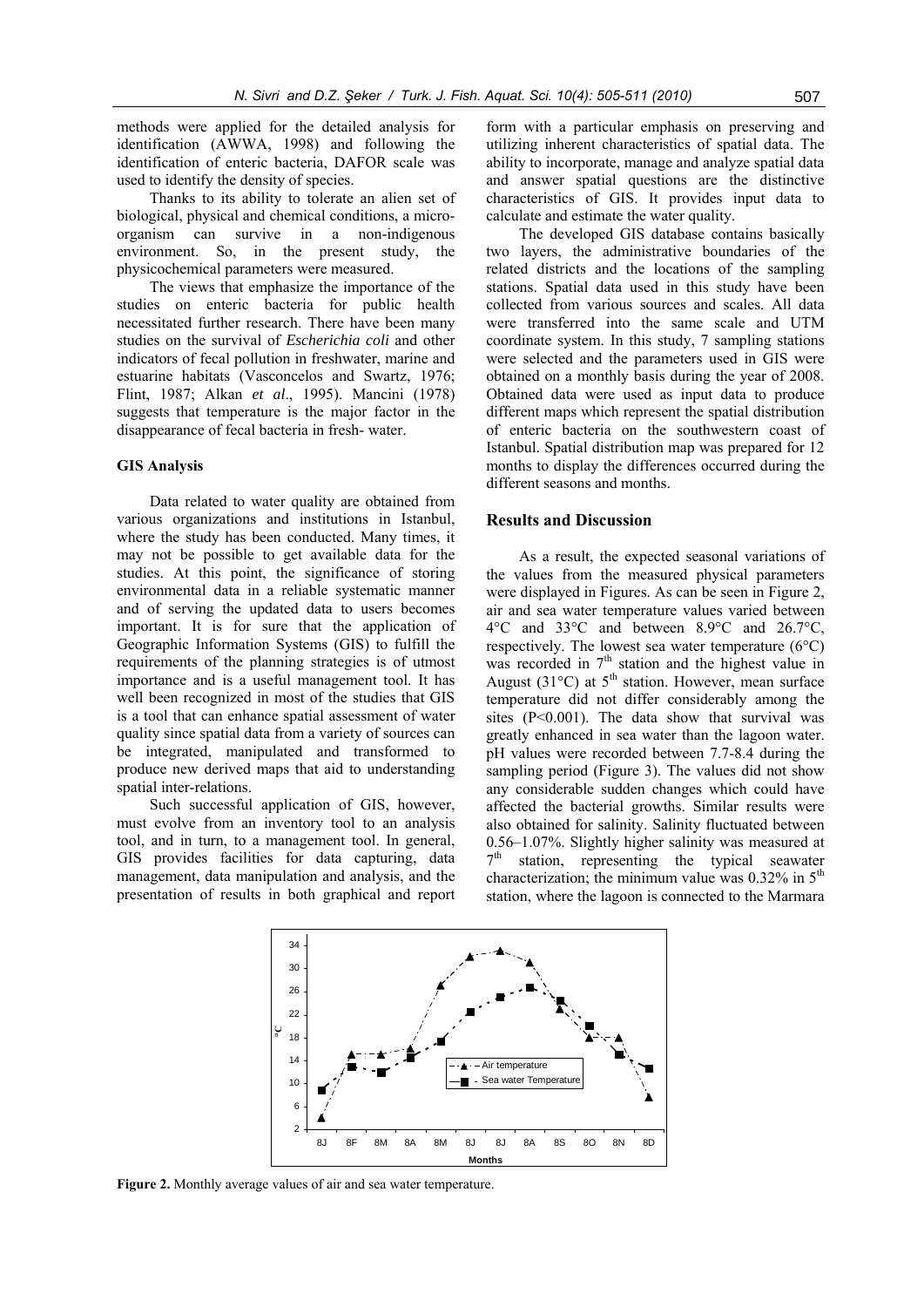methods were applied for the detailed analysis for identification (AWWA, 1998) and following the identification of enteric bacteria, DAFOR scale was used to identify the density of species.

Thanks to its ability to tolerate an alien set of biological, physical and chemical conditions, a micro-organism can survive in a non-indigenous environment. So, in the present study, the physicochemical parameters were measured.

The views that emphasize the importance of the studies on enteric bacteria for public health necessitated further research. There have been many studies on the survival of *Escherichia coli* and other indicators of fecal pollution in freshwater, marine and estuarine habitats (Vasconcelos and Swartz, 1976; Flint, 1987; Alkan *et al*., 1995). Mancini (1978) suggests that temperature is the major factor in the disappearance of fecal bacteria in fresh- water.

### GIS Analysis

Data related to water quality are obtained from various organizations and institutions in Istanbul, where the study has been conducted. Many times, it may not be possible to get available data for the studies. At this point, the significance of storing environmental data in a reliable systematic manner and of serving the updated data to users becomes important. It is for sure that the application of Geographic Information Systems (GIS) to fulfill the requirements of the planning strategies is of utmost importance and is a useful management tool. It has well been recognized in most of the studies that GIS is a tool that can enhance spatial assessment of water quality since spatial data from a variety of sources can be integrated, manipulated and transformed to produce new derived maps that aid to understanding spatial inter-relations.

Such successful application of GIS, however, must evolve from an inventory tool to an analysis tool, and in turn, to a management tool. In general, GIS provides facilities for data capturing, data management, data manipulation and analysis, and the presentation of results in both graphical and report form with a particular emphasis on preserving and utilizing inherent characteristics of spatial data. The ability to incorporate, manage and analyze spatial data and answer spatial questions are the distinctive characteristics of GIS. It provides input data to calculate and estimate the water quality.

The developed GIS database contains basically two layers, the administrative boundaries of the related districts and the locations of the sampling stations. Spatial data used in this study have been collected from various sources and scales. All data were transferred into the same scale and UTM coordinate system. In this study, 7 sampling stations were selected and the parameters used in GIS were obtained on a monthly basis during the year of 2008. Obtained data were used as input data to produce different maps which represent the spatial distribution of enteric bacteria on the southwestern coast of Istanbul. Spatial distribution map was prepared for 12 months to display the differences occurred during the different seasons and months.

## Results and Discussion

As a result, the expected seasonal variations of the values from the measured physical parameters were displayed in Figures. As can be seen in Figure 2, air and sea water temperature values varied between 4°C and 33°C and between 8.9°C and 26.7°C, respectively. The lowest sea water temperature (6°C) was recorded in 7th station and the highest value in August (31°C) at 5th station. However, mean surface temperature did not differ considerably among the sites ($P<0.001$). The data show that survival was greatly enhanced in sea water than the lagoon water. pH values were recorded between 7.7-8.4 during the sampling period (Figure 3). The values did not show any considerable sudden changes which could have affected the bacterial growths. Similar results were also obtained for salinity. Salinity fluctuated between 0.56–1.07%. Slightly higher salinity was measured at 7th station, representing the typical seawater characterization; the minimum value was 0.32% in 5th station, where the lagoon is connected to the Marmara

**Figure 2.** Monthly average values of air and sea water temperature.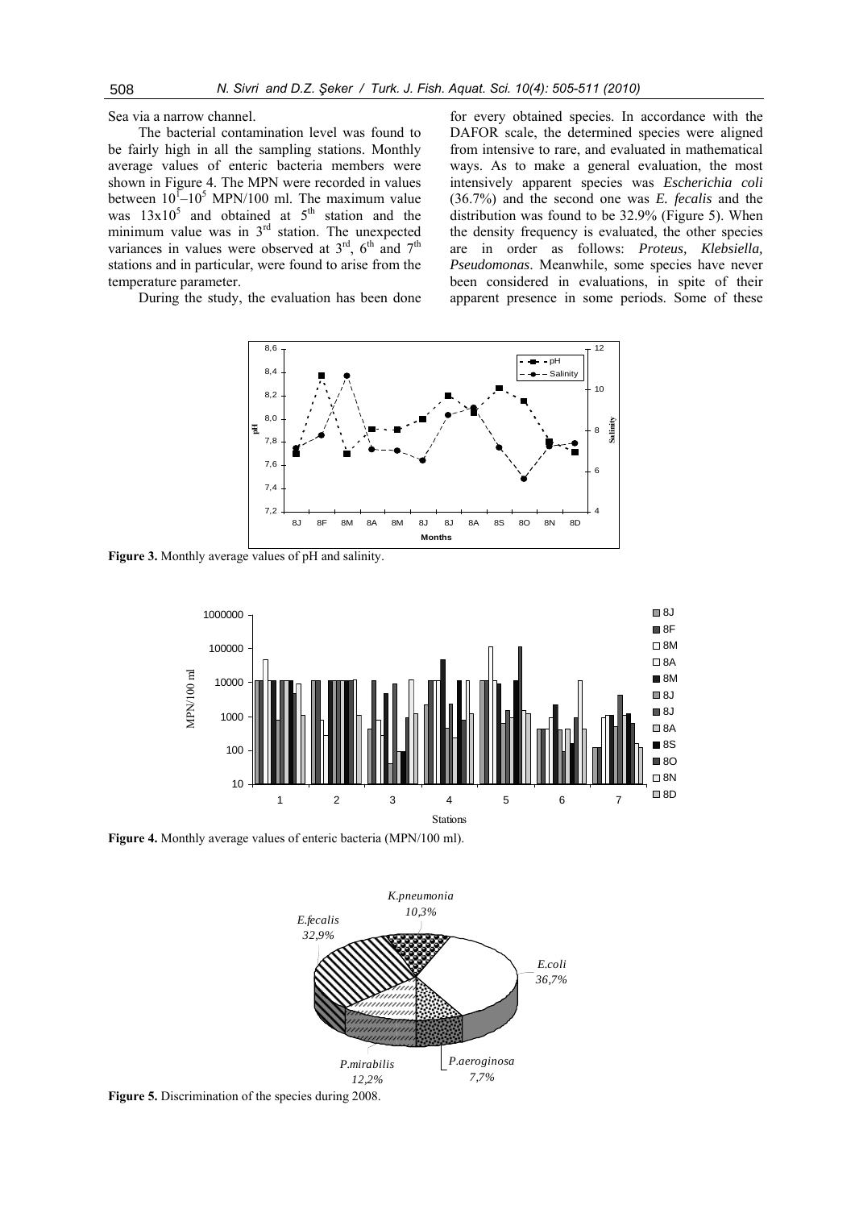Sea via a narrow channel.

The bacterial contamination level was found to be fairly high in all the sampling stations. Monthly average values of enteric bacteria members were shown in Figure 4. The MPN were recorded in values between $10^1$–$10^5$ MPN/100 ml. The maximum value was $13 \times 10^5$ and obtained at 5[th] station and the minimum value was in 3[rd] station. The unexpected variances in values were observed at 3[rd], 6[th] and 7[th] stations and in particular, were found to arise from the temperature parameter.

During the study, the evaluation has been done for every obtained species. In accordance with the DAFOR scale, the determined species were aligned from intensive to rare, and evaluated in mathematical ways. As to make a general evaluation, the most intensively apparent species was *Escherichia coli* (36.7%) and the second one was *E. fecalis* and the distribution was found to be 32.9% (Figure 5). When the density frequency is evaluated, the other species are in order as follows: *Proteus, Klebsiella, Pseudomonas*. Meanwhile, some species have never been considered in evaluations, in spite of their apparent presence in some periods. Some of these

**Figure 3.** Monthly average values of pH and salinity.

**Figure 4.** Monthly average values of enteric bacteria (MPN/100 ml).

**Figure 5.** Discrimination of the species during 2008.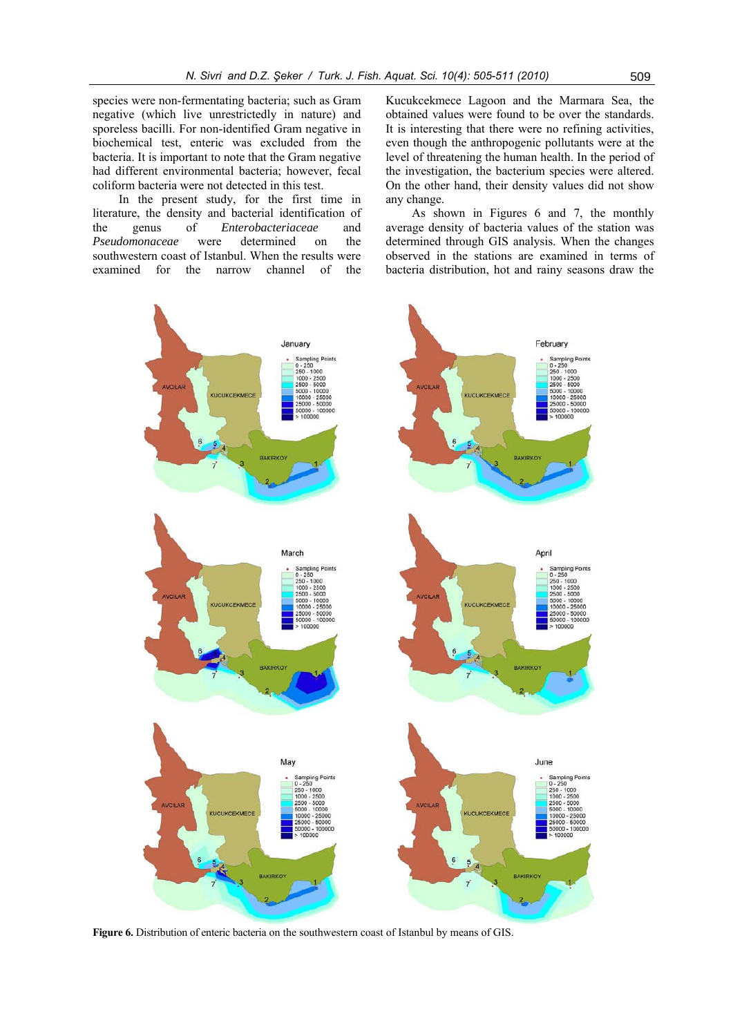species were non-fermentating bacteria; such as Gram negative (which live unrestrictedly in nature) and sporeless bacilli. For non-identified Gram negative in biochemical test, enteric was excluded from the bacteria. It is important to note that the Gram negative had different environmental bacteria; however, fecal coliform bacteria were not detected in this test.

In the present study, for the first time in literature, the density and bacterial identification of the genus of *Enterobacteriaceae* and *Pseudomonaceae* were determined on the southwestern coast of Istanbul. When the results were examined for the narrow channel of the Kucukcekmece Lagoon and the Marmara Sea, the obtained values were found to be over the standards. It is interesting that there were no refining activities, even though the anthropogenic pollutants were at the level of threatening the human health. In the period of the investigation, the bacterium species were altered. On the other hand, their density values did not show any change.

As shown in Figures 6 and 7, the monthly average density of bacteria values of the station was determined through GIS analysis. When the changes observed in the stations are examined in terms of bacteria distribution, hot and rainy seasons draw the

**Figure 6.** Distribution of enteric bacteria on the southwestern coast of Istanbul by means of GIS.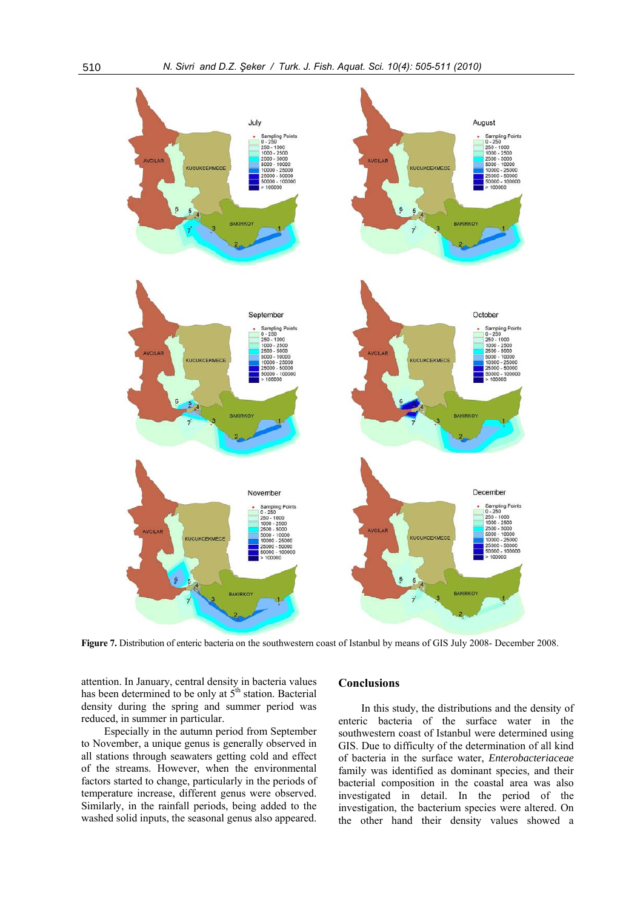Figure 7. Distribution of enteric bacteria on the southwestern coast of Istanbul by means of GIS July 2008- December 2008.

attention. In January, central density in bacteria values has been determined to be only at 5th station. Bacterial density during the spring and summer period was reduced, in summer in particular.

Especially in the autumn period from September to November, a unique genus is generally observed in all stations through seawaters getting cold and effect of the streams. However, when the environmental factors started to change, particularly in the periods of temperature increase, different genus were observed. Similarly, in the rainfall periods, being added to the washed solid inputs, the seasonal genus also appeared.

## Conclusions

In this study, the distributions and the density of enteric bacteria of the surface water in the southwestern coast of Istanbul were determined using GIS. Due to difficulty of the determination of all kind of bacteria in the surface water, *Enterobacteriaceae* family was identified as dominant species, and their bacterial composition in the coastal area was also investigated in detail. In the period of the investigation, the bacterium species were altered. On the other hand their density values showed a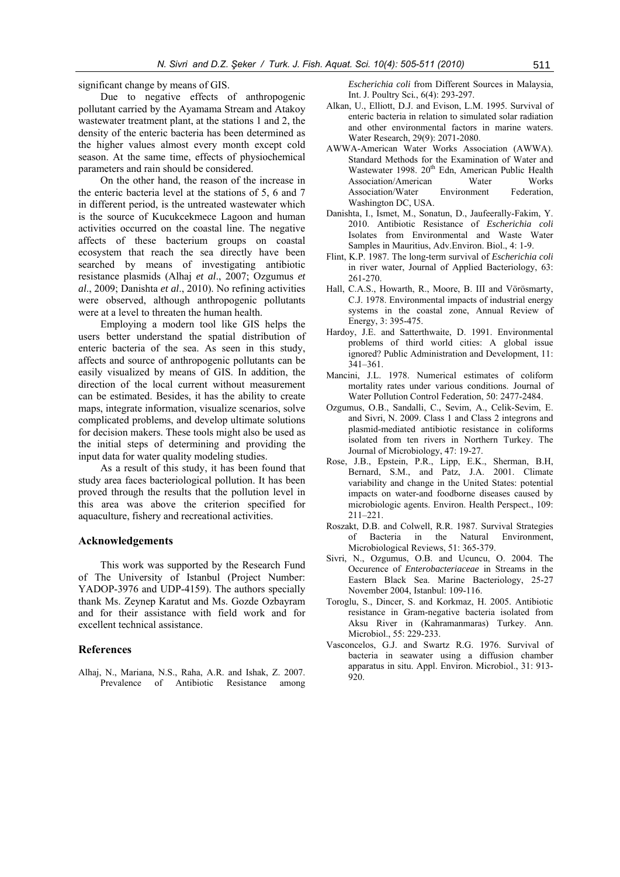significant change by means of GIS.

Due to negative effects of anthropogenic pollutant carried by the Ayamama Stream and Atakoy wastewater treatment plant, at the stations 1 and 2, the density of the enteric bacteria has been determined as the higher values almost every month except cold season. At the same time, effects of physiochemical parameters and rain should be considered.

On the other hand, the reason of the increase in the enteric bacteria level at the stations of 5, 6 and 7 in different period, is the untreated wastewater which is the source of Kucukcekmece Lagoon and human activities occurred on the coastal line. The negative affects of these bacterium groups on coastal ecosystem that reach the sea directly have been searched by means of investigating antibiotic resistance plasmids (Alhaj *et al*., 2007; Ozgumus *et al*., 2009; Danishta *et al*., 2010). No refining activities were observed, although anthropogenic pollutants were at a level to threaten the human health.

Employing a modern tool like GIS helps the users better understand the spatial distribution of enteric bacteria of the sea. As seen in this study, affects and source of anthropogenic pollutants can be easily visualized by means of GIS. In addition, the direction of the local current without measurement can be estimated. Besides, it has the ability to create maps, integrate information, visualize scenarios, solve complicated problems, and develop ultimate solutions for decision makers. These tools might also be used as the initial steps of determining and providing the input data for water quality modeling studies.

As a result of this study, it has been found that study area faces bacteriological pollution. It has been proved through the results that the pollution level in this area was above the criterion specified for aquaculture, fishery and recreational activities.

## Acknowledgements

This work was supported by the Research Fund of The University of Istanbul (Project Number: YADOP-3976 and UDP-4159). The authors specially thank Ms. Zeynep Karatut and Ms. Gozde Ozbayram and for their assistance with field work and for excellent technical assistance.

## References

Alhaj, N., Mariana, N.S., Raha, A.R. and Ishak, Z. 2007. Prevalence of Antibiotic Resistance among *Escherichia coli* from Different Sources in Malaysia, Int. J. Poultry Sci., 6(4): 293-297.

Alkan, U., Elliott, D.J. and Evison, L.M. 1995. Survival of enteric bacteria in relation to simulated solar radiation and other environmental factors in marine waters. Water Research, 29(9): 2071-2080.

AWWA-American Water Works Association (AWWA). Standard Methods for the Examination of Water and Wastewater 1998. 20th Edn, American Public Health Association/American Water Works Association/Water Environment Federation, Washington DC, USA.

Danishta, I., Ismet, M., Sonatun, D., Jaufeerally-Fakim, Y. 2010. Antibiotic Resistance of *Escherichia coli* Isolates from Environmental and Waste Water Samples in Mauritius, Adv.Environ. Biol., 4: 1-9.

Flint, K.P. 1987. The long-term survival of *Escherichia coli* in river water, Journal of Applied Bacteriology, 63: 261-270.

Hall, C.A.S., Howarth, R., Moore, B. III and Vörösmarty, C.J. 1978. Environmental impacts of industrial energy systems in the coastal zone, Annual Review of Energy, 3: 395-475.

Hardoy, J.E. and Satterthwaite, D. 1991. Environmental problems of third world cities: A global issue ignored? Public Administration and Development, 11: 341–361.

Mancini, J.L. 1978. Numerical estimates of coliform mortality rates under various conditions. Journal of Water Pollution Control Federation, 50: 2477-2484.

Ozgumus, O.B., Sandalli, C., Sevim, A., Celik-Sevim, E. and Sivri, N. 2009. Class 1 and Class 2 integrons and plasmid-mediated antibiotic resistance in coliforms isolated from ten rivers in Northern Turkey. The Journal of Microbiology, 47: 19-27.

Rose, J.B., Epstein, P.R., Lipp, E.K., Sherman, B.H, Bernard, S.M., and Patz, J.A. 2001. Climate variability and change in the United States: potential impacts on water-and foodborne diseases caused by microbiologic agents. Environ. Health Perspect., 109: 211–221.

Roszakt, D.B. and Colwell, R.R. 1987. Survival Strategies of Bacteria in the Natural Environment, Microbiological Reviews, 51: 365-379.

Sivri, N., Ozgumus, O.B. and Ucuncu, O. 2004. The Occurence of *Enterobacteriaceae* in Streams in the Eastern Black Sea. Marine Bacteriology, 25-27 November 2004, Istanbul: 109-116.

Toroglu, S., Dincer, S. and Korkmaz, H. 2005. Antibiotic resistance in Gram-negative bacteria isolated from Aksu River in (Kahramanmaras) Turkey. Ann. Microbiol., 55: 229-233.

Vasconcelos, G.J. and Swartz R.G. 1976. Survival of bacteria in seawater using a diffusion chamber apparatus in situ. Appl. Environ. Microbiol., 31: 913-920.